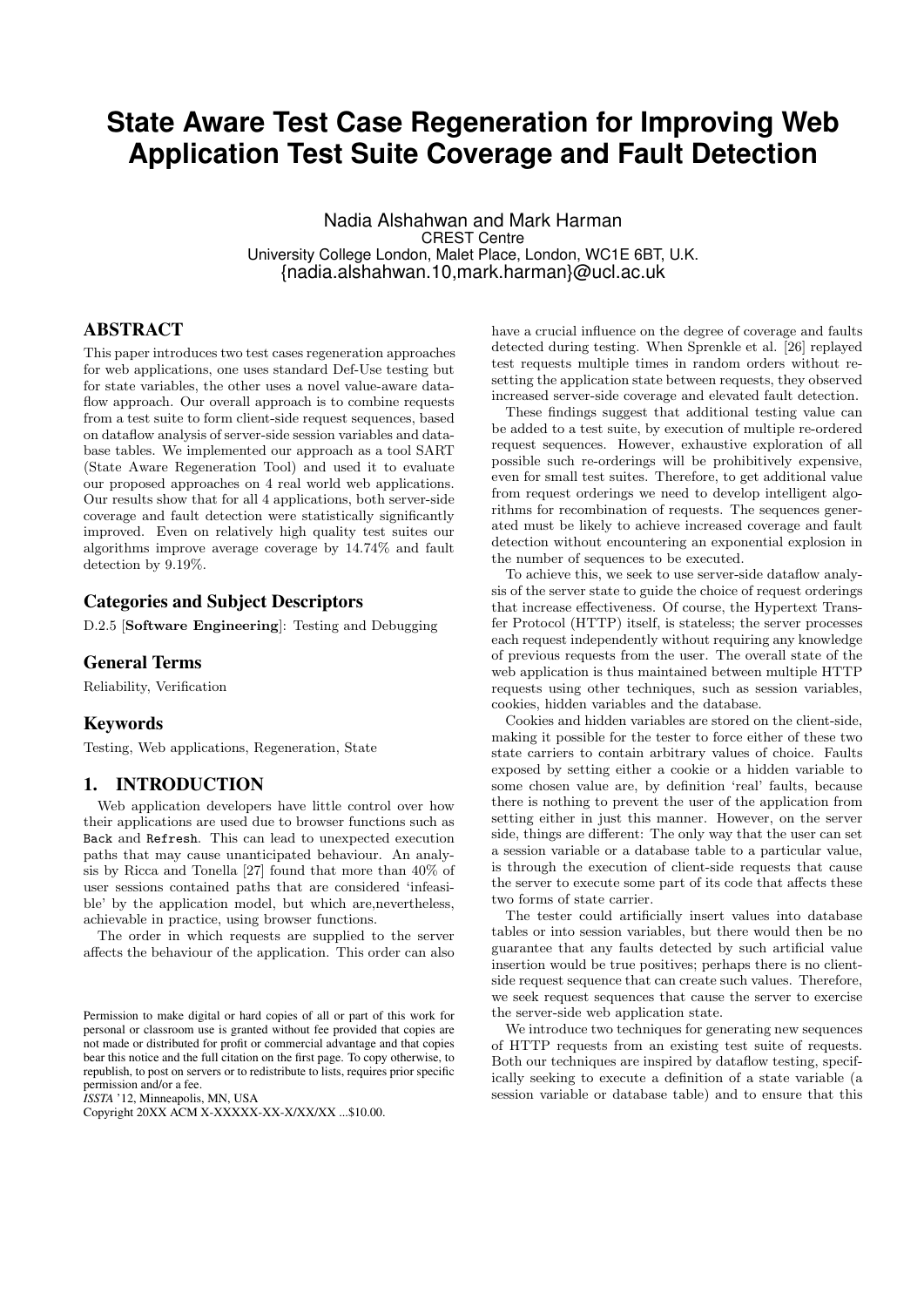# State Aware Test Case Regeneration for Improving Web Application Test Suite Coverage and Fault Detection

Nadia Alshahwan and Mark Harman
CREST Centre
University College London, Malet Place, London, WC1E 6BT, U.K.
{nadia.alshahwan.10,mark.harman}@ucl.ac.uk

## ABSTRACT

This paper introduces two test cases regeneration approaches for web applications, one uses standard Def-Use testing but for state variables, the other uses a novel value-aware dataflow approach. Our overall approach is to combine requests from a test suite to form client-side request sequences, based on dataflow analysis of server-side session variables and database tables. We implemented our approach as a tool SART (State Aware Regeneration Tool) and used it to evaluate our proposed approaches on 4 real world web applications. Our results show that for all 4 applications, both server-side coverage and fault detection were statistically significantly improved. Even on relatively high quality test suites our algorithms improve average coverage by 14.74% and fault detection by 9.19%.

## Categories and Subject Descriptors

D.2.5 [**Software Engineering**]: Testing and Debugging

## General Terms

Reliability, Verification

## Keywords

Testing, Web applications, Regeneration, State

## 1. INTRODUCTION

Web application developers have little control over how their applications are used due to browser functions such as `Back` and `Refresh`. This can lead to unexpected execution paths that may cause unanticipated behaviour. An analysis by Ricca and Tonella [27] found that more than 40% of user sessions contained paths that are considered 'infeasible' by the application model, but which are,nevertheless, achievable in practice, using browser functions.

The order in which requests are supplied to the server affects the behaviour of the application. This order can also have a crucial influence on the degree of coverage and faults detected during testing. When Sprenkle et al. [26] replayed test requests multiple times in random orders without resetting the application state between requests, they observed increased server-side coverage and elevated fault detection.

These findings suggest that additional testing value can be added to a test suite, by execution of multiple re-ordered request sequences. However, exhaustive exploration of all possible such re-orderings will be prohibitively expensive, even for small test suites. Therefore, to get additional value from request orderings we need to develop intelligent algorithms for recombination of requests. The sequences generated must be likely to achieve increased coverage and fault detection without encountering an exponential explosion in the number of sequences to be executed.

To achieve this, we seek to use server-side dataflow analysis of the server state to guide the choice of request orderings that increase effectiveness. Of course, the Hypertext Transfer Protocol (HTTP) itself, is stateless; the server processes each request independently without requiring any knowledge of previous requests from the user. The overall state of the web application is thus maintained between multiple HTTP requests using other techniques, such as session variables, cookies, hidden variables and the database.

Cookies and hidden variables are stored on the client-side, making it possible for the tester to force either of these two state carriers to contain arbitrary values of choice. Faults exposed by setting either a cookie or a hidden variable to some chosen value are, by definition 'real' faults, because there is nothing to prevent the user of the application from setting either in just this manner. However, on the server side, things are different: The only way that the user can set a session variable or a database table to a particular value, is through the execution of client-side requests that cause the server to execute some part of its code that affects these two forms of state carrier.

The tester could artificially insert values into database tables or into session variables, but there would then be no guarantee that any faults detected by such artificial value insertion would be true positives; perhaps there is no client-side request sequence that can create such values. Therefore, we seek request sequences that cause the server to exercise the server-side web application state.

We introduce two techniques for generating new sequences of HTTP requests from an existing test suite of requests. Both our techniques are inspired by dataflow testing, specifically seeking to execute a definition of a state variable (a session variable or database table) and to ensure that this

Permission to make digital or hard copies of all or part of this work for personal or classroom use is granted without fee provided that copies are not made or distributed for profit or commercial advantage and that copies bear this notice and the full citation on the first page. To copy otherwise, to republish, to post on servers or to redistribute to lists, requires prior specific permission and/or a fee.
*ISSTA* '12, Minneapolis, MN, USA
Copyright 20XX ACM X-XXXXX-XX-X/XX/XX ...$10.00.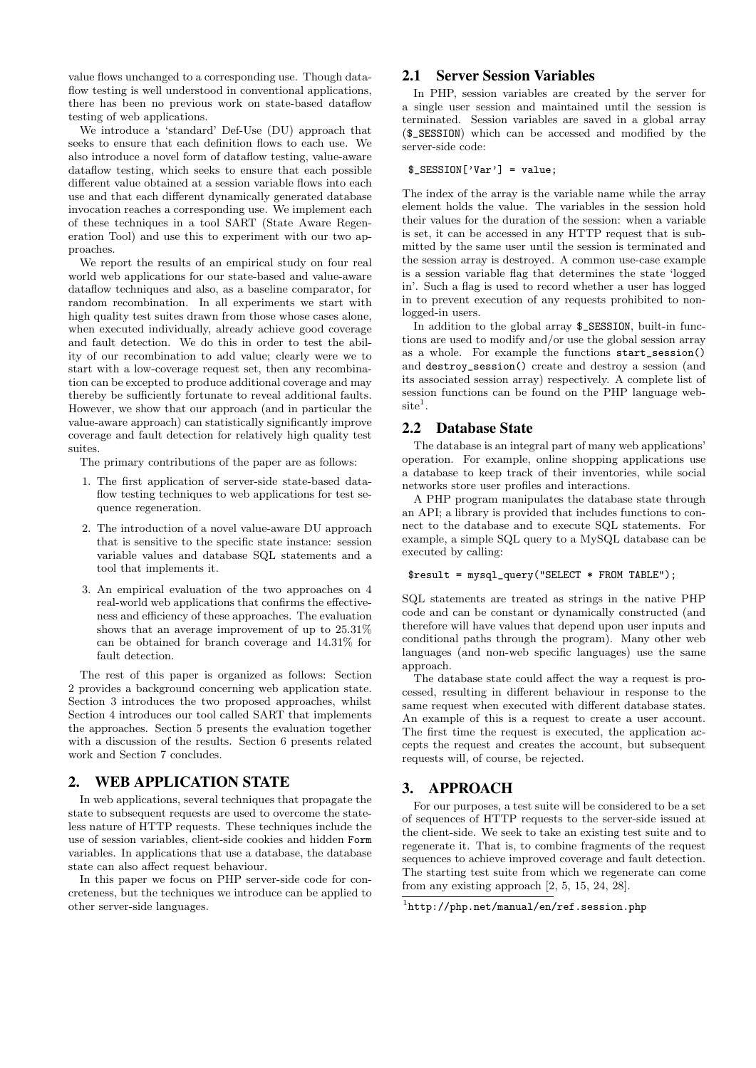value flows unchanged to a corresponding use. Though dataflow testing is well understood in conventional applications, there has been no previous work on state-based dataflow testing of web applications.

We introduce a 'standard' Def-Use (DU) approach that seeks to ensure that each definition flows to each use. We also introduce a novel form of dataflow testing, value-aware dataflow testing, which seeks to ensure that each possible different value obtained at a session variable flows into each use and that each different dynamically generated database invocation reaches a corresponding use. We implement each of these techniques in a tool SART (State Aware Regeneration Tool) and use this to experiment with our two approaches.

We report the results of an empirical study on four real world web applications for our state-based and value-aware dataflow techniques and also, as a baseline comparator, for random recombination. In all experiments we start with high quality test suites drawn from those whose cases alone, when executed individually, already achieve good coverage and fault detection. We do this in order to test the ability of our recombination to add value; clearly were we to start with a low-coverage request set, then any recombination can be excepted to produce additional coverage and may thereby be sufficiently fortunate to reveal additional faults. However, we show that our approach (and in particular the value-aware approach) can statistically significantly improve coverage and fault detection for relatively high quality test suites.

The primary contributions of the paper are as follows:

1. The first application of server-side state-based dataflow testing techniques to web applications for test sequence regeneration.
2. The introduction of a novel value-aware DU approach that is sensitive to the specific state instance: session variable values and database SQL statements and a tool that implements it.
3. An empirical evaluation of the two approaches on 4 real-world web applications that confirms the effectiveness and efficiency of these approaches. The evaluation shows that an average improvement of up to 25.31% can be obtained for branch coverage and 14.31% for fault detection.

The rest of this paper is organized as follows: Section 2 provides a background concerning web application state. Section 3 introduces the two proposed approaches, whilst Section 4 introduces our tool called SART that implements the approaches. Section 5 presents the evaluation together with a discussion of the results. Section 6 presents related work and Section 7 concludes.

## 2. WEB APPLICATION STATE

In web applications, several techniques that propagate the state to subsequent requests are used to overcome the stateless nature of HTTP requests. These techniques include the use of session variables, client-side cookies and hidden `Form` variables. In applications that use a database, the database state can also affect request behaviour.

In this paper we focus on PHP server-side code for concreteness, but the techniques we introduce can be applied to other server-side languages.

### 2.1 Server Session Variables

In PHP, session variables are created by the server for a single user session and maintained until the session is terminated. Session variables are saved in a global array (`$_SESSION`) which can be accessed and modified by the server-side code:

```
$_SESSION['Var'] = value;
```

The index of the array is the variable name while the array element holds the value. The variables in the session hold their values for the duration of the session: when a variable is set, it can be accessed in any HTTP request that is submitted by the same user until the session is terminated and the session array is destroyed. A common use-case example is a session variable flag that determines the state 'logged in'. Such a flag is used to record whether a user has logged in to prevent execution of any requests prohibited to non-logged-in users.

In addition to the global array `$_SESSION`, built-in functions are used to modify and/or use the global session array as a whole. For example the functions `start_session()` and `destroy_session()` create and destroy a session (and its associated session array) respectively. A complete list of session functions can be found on the PHP language website[1].

### 2.2 Database State

The database is an integral part of many web applications' operation. For example, online shopping applications use a database to keep track of their inventories, while social networks store user profiles and interactions.

A PHP program manipulates the database state through an API; a library is provided that includes functions to connect to the database and to execute SQL statements. For example, a simple SQL query to a MySQL database can be executed by calling:

```
$result = mysql_query("SELECT * FROM TABLE");
```

SQL statements are treated as strings in the native PHP code and can be constant or dynamically constructed (and therefore will have values that depend upon user inputs and conditional paths through the program). Many other web languages (and non-web specific languages) use the same approach.

The database state could affect the way a request is processed, resulting in different behaviour in response to the same request when executed with different database states. An example of this is a request to create a user account. The first time the request is executed, the application accepts the request and creates the account, but subsequent requests will, of course, be rejected.

## 3. APPROACH

For our purposes, a test suite will be considered to be a set of sequences of HTTP requests to the server-side issued at the client-side. We seek to take an existing test suite and to regenerate it. That is, to combine fragments of the request sequences to achieve improved coverage and fault detection. The starting test suite from which we regenerate can come from any existing approach [2, 5, 15, 24, 28].

[1] http://php.net/manual/en/ref.session.php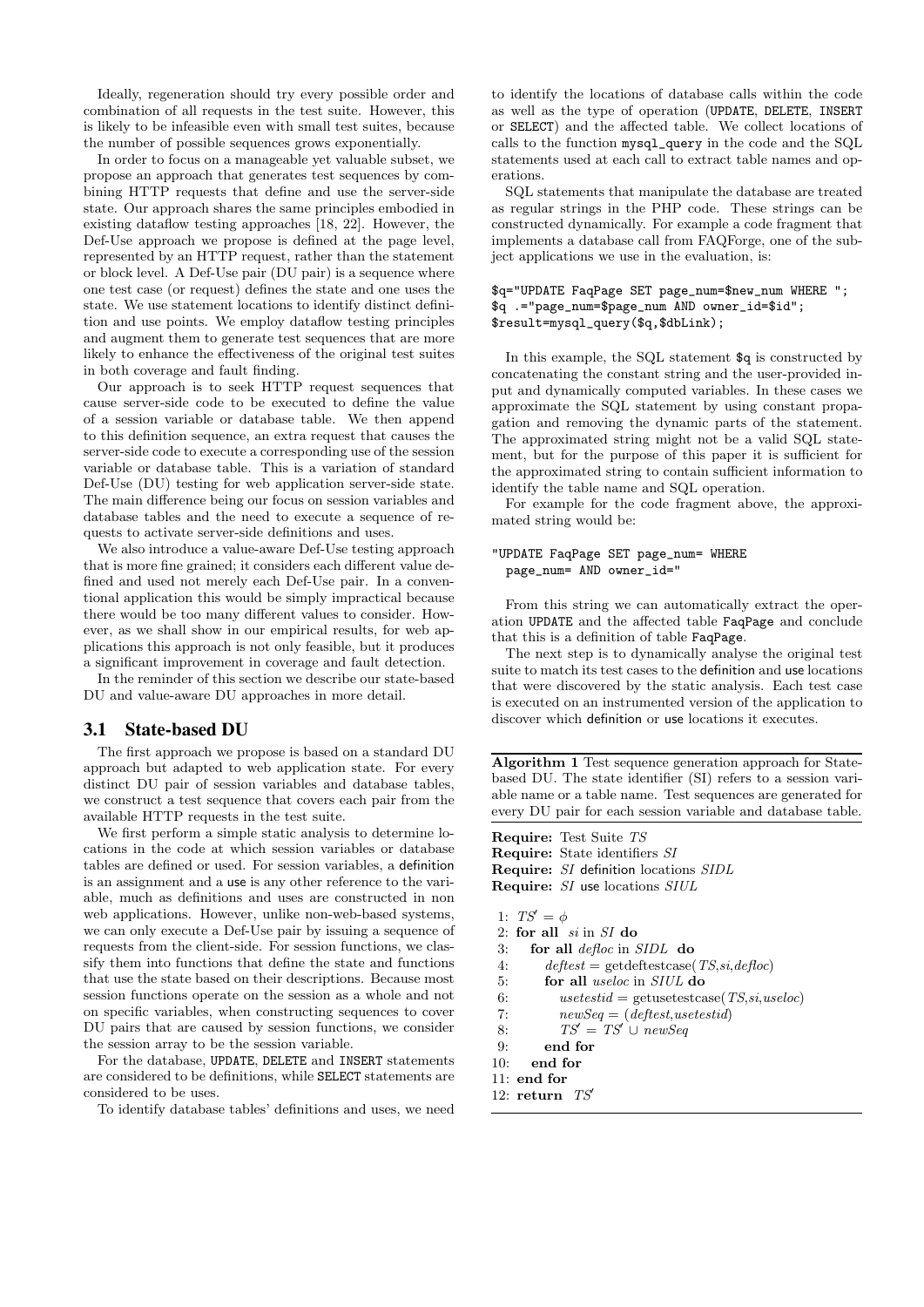Ideally, regeneration should try every possible order and combination of all requests in the test suite. However, this is likely to be infeasible even with small test suites, because the number of possible sequences grows exponentially.

In order to focus on a manageable yet valuable subset, we propose an approach that generates test sequences by combining HTTP requests that define and use the server-side state. Our approach shares the same principles embodied in existing dataflow testing approaches [18, 22]. However, the Def-Use approach we propose is defined at the page level, represented by an HTTP request, rather than the statement or block level. A Def-Use pair (DU pair) is a sequence where one test case (or request) defines the state and one uses the state. We use statement locations to identify distinct definition and use points. We employ dataflow testing principles and augment them to generate test sequences that are more likely to enhance the effectiveness of the original test suites in both coverage and fault finding.

Our approach is to seek HTTP request sequences that cause server-side code to be executed to define the value of a session variable or database table. We then append to this definition sequence, an extra request that causes the server-side code to execute a corresponding use of the session variable or database table. This is a variation of standard Def-Use (DU) testing for web application server-side state. The main difference being our focus on session variables and database tables and the need to execute a sequence of requests to activate server-side definitions and uses.

We also introduce a value-aware Def-Use testing approach that is more fine grained; it considers each different value defined and used not merely each Def-Use pair. In a conventional application this would be simply impractical because there would be too many different values to consider. However, as we shall show in our empirical results, for web applications this approach is not only feasible, but it produces a significant improvement in coverage and fault detection.

In the reminder of this section we describe our state-based DU and value-aware DU approaches in more detail.

## 3.1 State-based DU

The first approach we propose is based on a standard DU approach but adapted to web application state. For every distinct DU pair of session variables and database tables, we construct a test sequence that covers each pair from the available HTTP requests in the test suite.

We first perform a simple static analysis to determine locations in the code at which session variables or database tables are defined or used. For session variables, a definition is an assignment and a use is any other reference to the variable, much as definitions and uses are constructed in non web applications. However, unlike non-web-based systems, we can only execute a Def-Use pair by issuing a sequence of requests from the client-side. For session functions, we classify them into functions that define the state and functions that use the state based on their descriptions. Because most session functions operate on the session as a whole and not on specific variables, when constructing sequences to cover DU pairs that are caused by session functions, we consider the session array to be the session variable.

For the database, `UPDATE`, `DELETE` and `INSERT` statements are considered to be definitions, while `SELECT` statements are considered to be uses.

To identify database tables' definitions and uses, we need to identify the locations of database calls within the code as well as the type of operation (`UPDATE`, `DELETE`, `INSERT` or `SELECT`) and the affected table. We collect locations of calls to the function `mysql_query` in the code and the SQL statements used at each call to extract table names and operations.

SQL statements that manipulate the database are treated as regular strings in the PHP code. These strings can be constructed dynamically. For example a code fragment that implements a database call from FAQForge, one of the subject applications we use in the evaluation, is:

```
$q="UPDATE FaqPage SET page_num=$new_num WHERE ";
$q .="page_num=$page_num AND owner_id=$id";
$result=mysql_query($q,$dbLink);
```

In this example, the SQL statement `$q` is constructed by concatenating the constant string and the user-provided input and dynamically computed variables. In these cases we approximate the SQL statement by using constant propagation and removing the dynamic parts of the statement. The approximated string might not be a valid SQL statement, but for the purpose of this paper it is sufficient for the approximated string to contain sufficient information to identify the table name and SQL operation.

For example for the code fragment above, the approximated string would be:

```
"UPDATE FaqPage SET page_num= WHERE
  page_num= AND owner_id="
```

From this string we can automatically extract the operation `UPDATE` and the affected table `FaqPage` and conclude that this is a definition of table `FaqPage`.

The next step is to dynamically analyse the original test suite to match its test cases to the definition and use locations that were discovered by the static analysis. Each test case is executed on an instrumented version of the application to discover which definition or use locations it executes.

---

**Algorithm 1** Test sequence generation approach for State-based DU. The state identifier (SI) refers to a session variable name or a table name. Test sequences are generated for every DU pair for each session variable and database table.

---

**Require:** Test Suite $TS$
**Require:** State identifiers $SI$
**Require:** $SI$ definition locations $SIDL$
**Require:** $SI$ use locations $SIUL$

1: $TS' = \phi$
2: **for all** $si$ in $SI$ **do**
3: &nbsp;&nbsp;&nbsp;**for all** $defloc$ in $SIDL$ **do**
4: &nbsp;&nbsp;&nbsp;&nbsp;&nbsp;&nbsp;$deftest$ = getdeftestcase($TS$,$si$,$defloc$)
5: &nbsp;&nbsp;&nbsp;&nbsp;&nbsp;&nbsp;**for all** $useloc$ in $SIUL$ **do**
6: &nbsp;&nbsp;&nbsp;&nbsp;&nbsp;&nbsp;&nbsp;&nbsp;&nbsp;$usetestid$ = getusetestcase($TS$,$si$,$useloc$)
7: &nbsp;&nbsp;&nbsp;&nbsp;&nbsp;&nbsp;&nbsp;&nbsp;&nbsp;$newSeq$ = ($deftest$,$usetestid$)
8: &nbsp;&nbsp;&nbsp;&nbsp;&nbsp;&nbsp;&nbsp;&nbsp;&nbsp;$TS' = TS' \cup newSeq$
9: &nbsp;&nbsp;&nbsp;&nbsp;&nbsp;&nbsp;**end for**
10: &nbsp;&nbsp;&nbsp;**end for**
11: **end for**
12: **return** $TS'$

---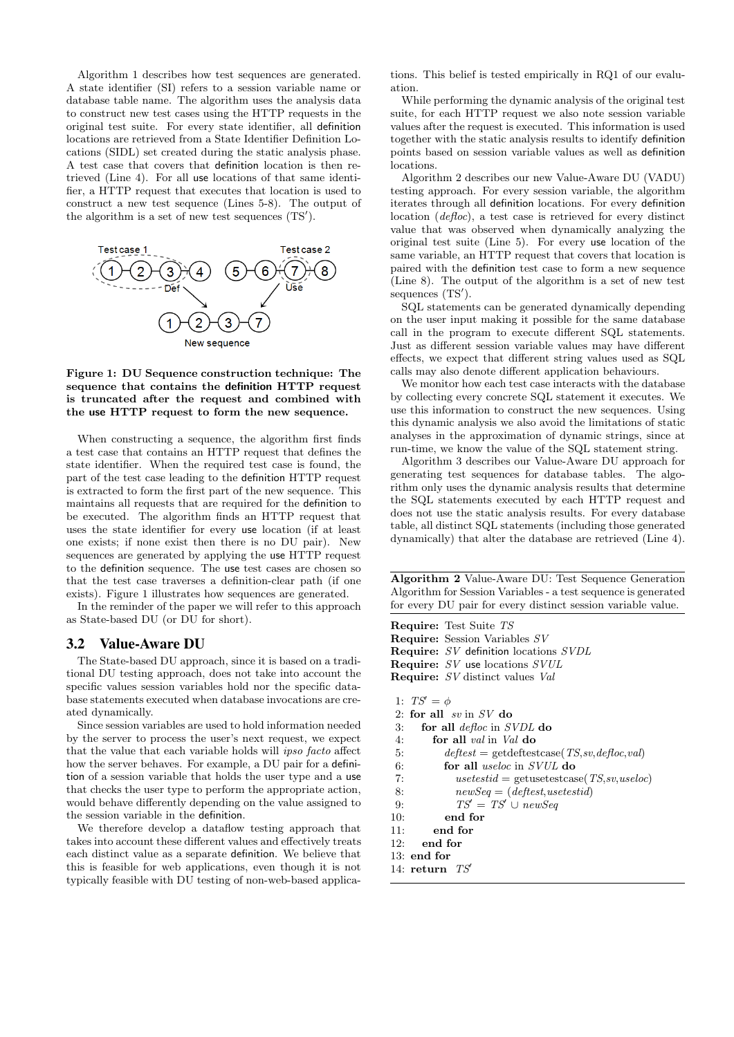Algorithm 1 describes how test sequences are generated. A state identifier (SI) refers to a session variable name or database table name. The algorithm uses the analysis data to construct new test cases using the HTTP requests in the original test suite. For every state identifier, all definition locations are retrieved from a State Identifier Definition Locations (SIDL) set created during the static analysis phase. A test case that covers that definition location is then retrieved (Line 4). For all use locations of that same identifier, a HTTP request that executes that location is used to construct a new test sequence (Lines 5-8). The output of the algorithm is a set of new test sequences (TS′).

**Figure 1: DU Sequence construction technique: The sequence that contains the definition HTTP request is truncated after the request and combined with the use HTTP request to form the new sequence.**

When constructing a sequence, the algorithm first finds a test case that contains an HTTP request that defines the state identifier. When the required test case is found, the part of the test case leading to the definition HTTP request is extracted to form the first part of the new sequence. This maintains all requests that are required for the definition to be executed. The algorithm finds an HTTP request that uses the state identifier for every use location (if at least one exists; if none exist then there is no DU pair). New sequences are generated by applying the use HTTP request to the definition sequence. The use test cases are chosen so that the test case traverses a definition-clear path (if one exists). Figure 1 illustrates how sequences are generated.

In the reminder of the paper we will refer to this approach as State-based DU (or DU for short).

## 3.2 Value-Aware DU

The State-based DU approach, since it is based on a traditional DU testing approach, does not take into account the specific values session variables hold nor the specific database statements executed when database invocations are created dynamically.

Since session variables are used to hold information needed by the server to process the user's next request, we expect that the value that each variable holds will *ipso facto* affect how the server behaves. For example, a DU pair for a definition of a session variable that holds the user type and a use that checks the user type to perform the appropriate action, would behave differently depending on the value assigned to the session variable in the definition.

We therefore develop a dataflow testing approach that takes into account these different values and effectively treats each distinct value as a separate definition. We believe that this is feasible for web applications, even though it is not typically feasible with DU testing of non-web-based applications. This belief is tested empirically in RQ1 of our evaluation.

While performing the dynamic analysis of the original test suite, for each HTTP request we also note session variable values after the request is executed. This information is used together with the static analysis results to identify definition points based on session variable values as well as definition locations.

Algorithm 2 describes our new Value-Aware DU (VADU) testing approach. For every session variable, the algorithm iterates through all definition locations. For every definition location (*defloc*), a test case is retrieved for every distinct value that was observed when dynamically analyzing the original test suite (Line 5). For every use location of the same variable, an HTTP request that covers that location is paired with the definition test case to form a new sequence (Line 8). The output of the algorithm is a set of new test sequences (TS′).

SQL statements can be generated dynamically depending on the user input making it possible for the same database call in the program to execute different SQL statements. Just as different session variable values may have different effects, we expect that different string values used as SQL calls may also denote different application behaviours.

We monitor how each test case interacts with the database by collecting every concrete SQL statement it executes. We use this information to construct the new sequences. Using this dynamic analysis we also avoid the limitations of static analyses in the approximation of dynamic strings, since at run-time, we know the value of the SQL statement string.

Algorithm 3 describes our Value-Aware DU approach for generating test sequences for database tables. The algorithm only uses the dynamic analysis results that determine the SQL statements executed by each HTTP request and does not use the static analysis results. For every database table, all distinct SQL statements (including those generated dynamically) that alter the database are retrieved (Line 4).

**Algorithm 2** Value-Aware DU: Test Sequence Generation Algorithm for Session Variables - a test sequence is generated for every DU pair for every distinct session variable value.

**Require:** Test Suite $TS$
**Require:** Session Variables $SV$
**Require:** $SV$ definition locations $SVDL$
**Require:** $SV$ use locations $SVUL$
**Require:** $SV$ distinct values $Val$

```
1:  TS' = ϕ
2:  for all sv in SV do
3:    for all defloc in SVDL do
4:      for all val in Val do
5:        deftest = getdeftestcase(TS,sv,defloc,val)
6:        for all useloc in SVUL do
7:          usetestid = getusetestcase(TS,sv,useloc)
8:          newSeq = (deftest,usetestid)
9:          TS' = TS' ∪ newSeq
10:       end for
11:     end for
12:   end for
13: end for
14: return TS'
```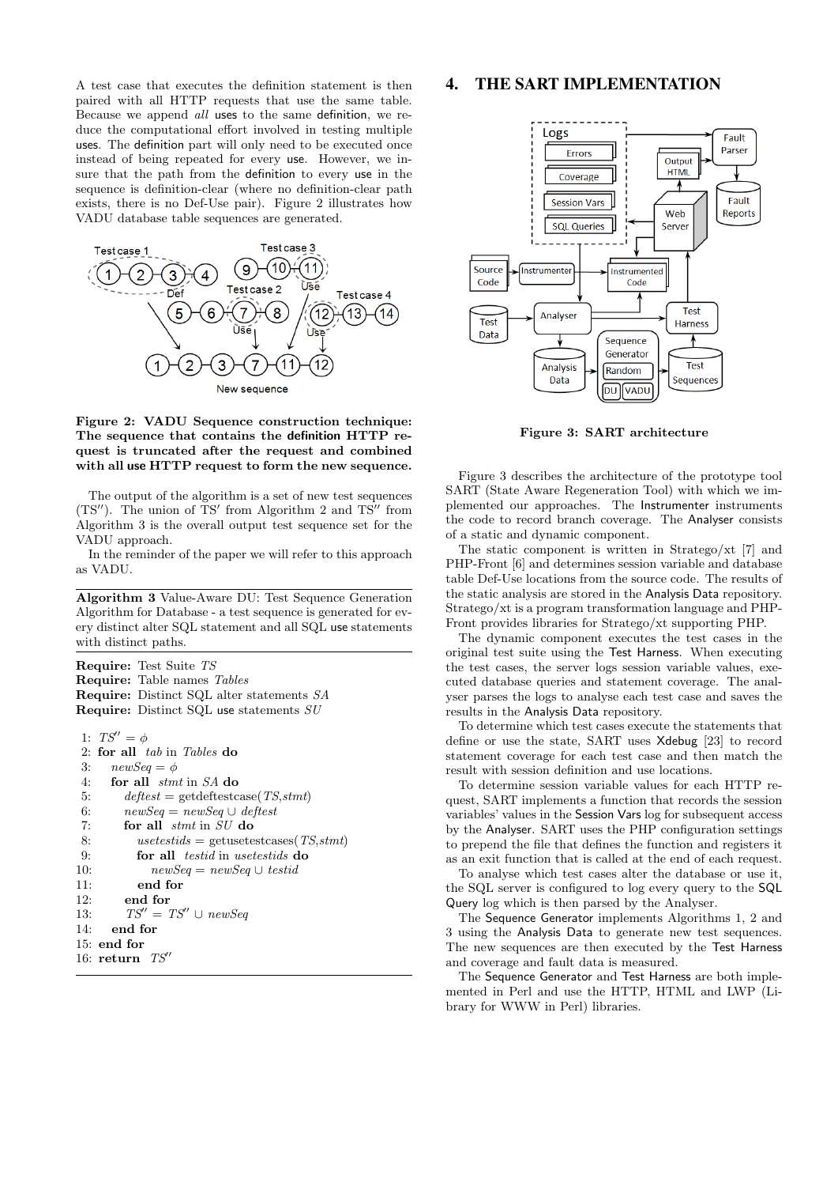A test case that executes the definition statement is then paired with all HTTP requests that use the same table. Because we append *all* uses to the same definition, we reduce the computational effort involved in testing multiple uses. The definition part will only need to be executed once instead of being repeated for every use. However, we insure that the path from the definition to every use in the sequence is definition-clear (where no definition-clear path exists, there is no Def-Use pair). Figure 2 illustrates how VADU database table sequences are generated.

**Figure 2: VADU Sequence construction technique: The sequence that contains the definition HTTP request is truncated after the request and combined with all use HTTP request to form the new sequence.**

The output of the algorithm is a set of new test sequences ($TS''$). The union of $TS'$ from Algorithm 2 and $TS''$ from Algorithm 3 is the overall output test sequence set for the VADU approach.

In the reminder of the paper we will refer to this approach as VADU.

**Algorithm 3** Value-Aware DU: Test Sequence Generation Algorithm for Database - a test sequence is generated for every distinct alter SQL statement and all SQL use statements with distinct paths.

**Require:** Test Suite *TS*
**Require:** Table names *Tables*
**Require:** Distinct SQL alter statements *SA*
**Require:** Distinct SQL use statements *SU*

```
1:  TS'' = φ
2:  for all tab in Tables do
3:      newSeq = φ
4:      for all stmt in SA do
5:          deftest = getdeftestcase(TS,stmt)
6:          newSeq = newSeq ∪ deftest
7:          for all stmt in SU do
8:              usetestids = getusetestcases(TS,stmt)
9:              for all testid in usetestids do
10:                 newSeq = newSeq ∪ testid
11:             end for
12:         end for
13:         TS'' = TS'' ∪ newSeq
14:     end for
15: end for
16: return TS''
```

## 4. THE SART IMPLEMENTATION

**Figure 3: SART architecture**

Figure 3 describes the architecture of the prototype tool SART (State Aware Regeneration Tool) with which we implemented our approaches. The Instrumenter instruments the code to record branch coverage. The Analyser consists of a static and dynamic component.

The static component is written in Stratego/xt [7] and PHP-Front [6] and determines session variable and database table Def-Use locations from the source code. The results of the static analysis are stored in the Analysis Data repository. Stratego/xt is a program transformation language and PHP-Front provides libraries for Stratego/xt supporting PHP.

The dynamic component executes the test cases in the original test suite using the Test Harness. When executing the test cases, the server logs session variable values, executed database queries and statement coverage. The analyser parses the logs to analyse each test case and saves the results in the Analysis Data repository.

To determine which test cases execute the statements that define or use the state, SART uses Xdebug [23] to record statement coverage for each test case and then match the result with session definition and use locations.

To determine session variable values for each HTTP request, SART implements a function that records the session variables' values in the Session Vars log for subsequent access by the Analyser. SART uses the PHP configuration settings to prepend the file that defines the function and registers it as an exit function that is called at the end of each request.

To analyse which test cases alter the database or use it, the SQL server is configured to log every query to the SQL Query log which is then parsed by the Analyser.

The Sequence Generator implements Algorithms 1, 2 and 3 using the Analysis Data to generate new test sequences. The new sequences are then executed by the Test Harness and coverage and fault data is measured.

The Sequence Generator and Test Harness are both implemented in Perl and use the HTTP, HTML and LWP (Library for WWW in Perl) libraries.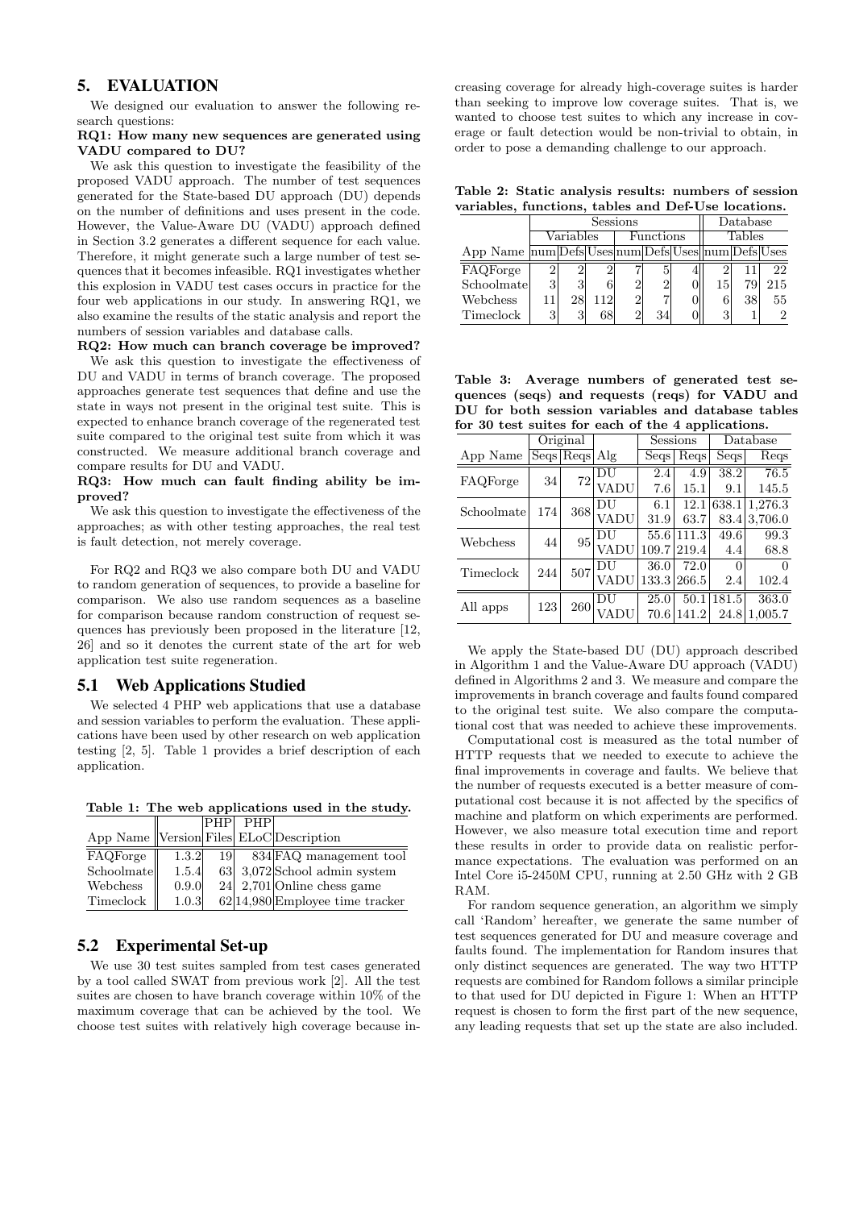## 5. EVALUATION

We designed our evaluation to answer the following research questions:

**RQ1: How many new sequences are generated using VADU compared to DU?**

We ask this question to investigate the feasibility of the proposed VADU approach. The number of test sequences generated for the State-based DU approach (DU) depends on the number of definitions and uses present in the code. However, the Value-Aware DU (VADU) approach defined in Section 3.2 generates a different sequence for each value. Therefore, it might generate such a large number of test sequences that it becomes infeasible. RQ1 investigates whether this explosion in VADU test cases occurs in practice for the four web applications in our study. In answering RQ1, we also examine the results of the static analysis and report the numbers of session variables and database calls.

**RQ2: How much can branch coverage be improved?**

We ask this question to investigate the effectiveness of DU and VADU in terms of branch coverage. The proposed approaches generate test sequences that define and use the state in ways not present in the original test suite. This is expected to enhance branch coverage of the regenerated test suite compared to the original test suite from which it was constructed. We measure additional branch coverage and compare results for DU and VADU.

**RQ3: How much can fault finding ability be improved?**

We ask this question to investigate the effectiveness of the approaches; as with other testing approaches, the real test is fault detection, not merely coverage.

For RQ2 and RQ3 we also compare both DU and VADU to random generation of sequences, to provide a baseline for comparison. We also use random sequences as a baseline for comparison because random construction of request sequences has previously been proposed in the literature [12, 26] and so it denotes the current state of the art for web application test suite regeneration.

### 5.1 Web Applications Studied

We selected 4 PHP web applications that use a database and session variables to perform the evaluation. These applications have been used by other research on web application testing [2, 5]. Table 1 provides a brief description of each application.

**Table 1: The web applications used in the study.**

| App Name | Version | PHP Files | PHP ELoC | Description |
|---|---|---|---|---|
| FAQForge | 1.3.2 | 19 | 834 | FAQ management tool |
| Schoolmate | 1.5.4 | 63 | 3,072 | School admin system |
| Webchess | 0.9.0 | 24 | 2,701 | Online chess game |
| Timeclock | 1.0.3 | 62 | 14,980 | Employee time tracker |

### 5.2 Experimental Set-up

We use 30 test suites sampled from test cases generated by a tool called SWAT from previous work [2]. All the test suites are chosen to have branch coverage within 10% of the maximum coverage that can be achieved by the tool. We choose test suites with relatively high coverage because increasing coverage for already high-coverage suites is harder than seeking to improve low coverage suites. That is, we wanted to choose test suites to which any increase in coverage or fault detection would be non-trivial to obtain, in order to pose a demanding challenge to our approach.

**Table 2: Static analysis results: numbers of session variables, functions, tables and Def-Use locations.**

| | Sessions | | | | | | Database | | |
|---|---|---|---|---|---|---|---|---|---|
| | Variables | | | Functions | | | Tables | | |
| App Name | num | Defs | Uses | num | Defs | Uses | num | Defs | Uses |
| FAQForge | 2 | 2 | 2 | 7 | 5 | 4 | 2 | 11 | 22 |
| Schoolmate | 3 | 3 | 6 | 2 | 2 | 0 | 15 | 79 | 215 |
| Webchess | 11 | 28 | 112 | 2 | 7 | 0 | 6 | 38 | 55 |
| Timeclock | 3 | 3 | 68 | 2 | 34 | 0 | 3 | 1 | 2 |

**Table 3: Average numbers of generated test sequences (seqs) and requests (reqs) for VADU and DU for both session variables and database tables for 30 test suites for each of the 4 applications.**

| | Original | | | Sessions | | Database | |
|---|---|---|---|---|---|---|---|
| App Name | Seqs | Reqs | Alg | Seqs | Reqs | Seqs | Reqs |
| FAQForge | 34 | 72 | DU | 2.4 | 4.9 | 38.2 | 76.5 |
| | | | VADU | 7.6 | 15.1 | 9.1 | 145.5 |
| Schoolmate | 174 | 368 | DU | 6.1 | 12.1 | 638.1 | 1,276.3 |
| | | | VADU | 31.9 | 63.7 | 83.4 | 3,706.0 |
| Webchess | 44 | 95 | DU | 55.6 | 111.3 | 49.6 | 99.3 |
| | | | VADU | 109.7 | 219.4 | 4.4 | 68.8 |
| Timeclock | 244 | 507 | DU | 36.0 | 72.0 | 0 | 0 |
| | | | VADU | 133.3 | 266.5 | 2.4 | 102.4 |
| All apps | 123 | 260 | DU | 25.0 | 50.1 | 181.5 | 363.0 |
| | | | VADU | 70.6 | 141.2 | 24.8 | 1,005.7 |

We apply the State-based DU (DU) approach described in Algorithm 1 and the Value-Aware DU approach (VADU) defined in Algorithms 2 and 3. We measure and compare the improvements in branch coverage and faults found compared to the original test suite. We also compare the computational cost that was needed to achieve these improvements.

Computational cost is measured as the total number of HTTP requests that we needed to execute to achieve the final improvements in coverage and faults. We believe that the number of requests executed is a better measure of computational cost because it is not affected by the specifics of machine and platform on which experiments are performed. However, we also measure total execution time and report these results in order to provide data on realistic performance expectations. The evaluation was performed on an Intel Core i5-2450M CPU, running at 2.50 GHz with 2 GB RAM.

For random sequence generation, an algorithm we simply call 'Random' hereafter, we generate the same number of test sequences generated for DU and measure coverage and faults found. The implementation for Random insures that only distinct sequences are generated. The way two HTTP requests are combined for Random follows a similar principle to that used for DU depicted in Figure 1: When an HTTP request is chosen to form the first part of the new sequence, any leading requests that set up the state are also included.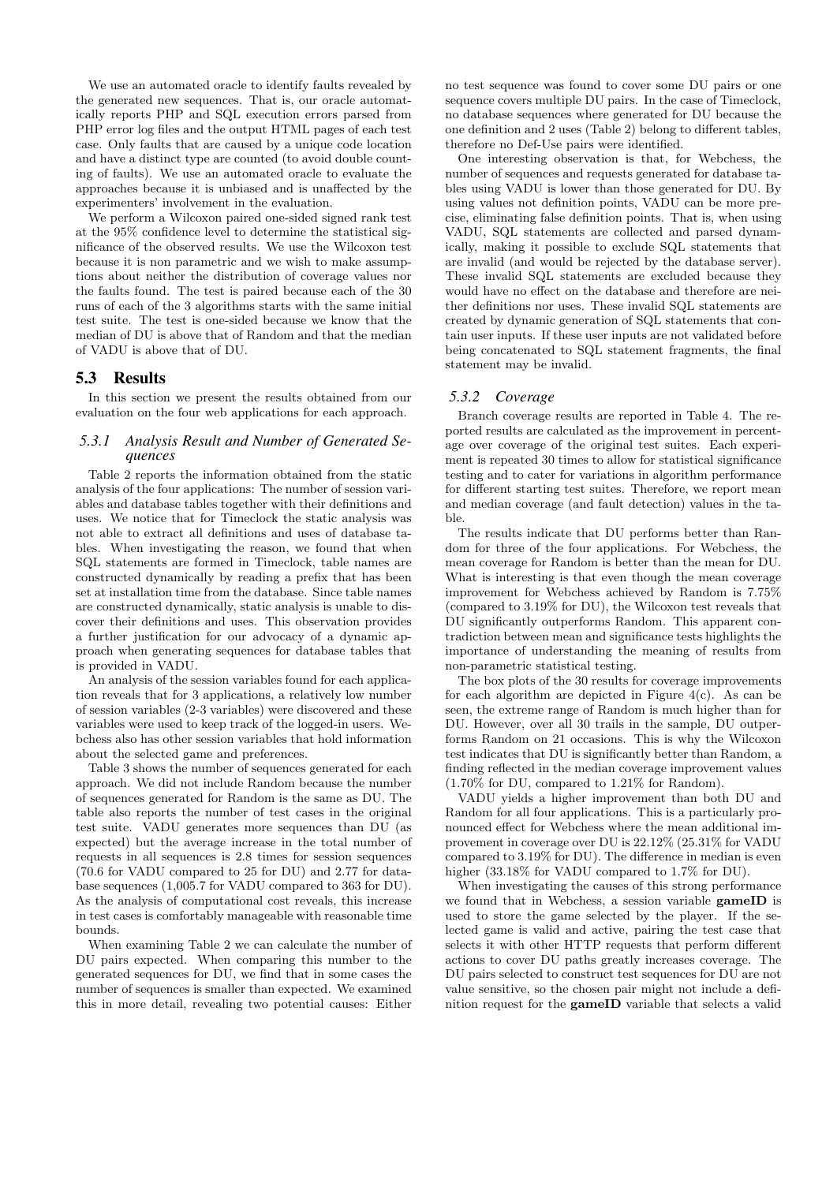We use an automated oracle to identify faults revealed by the generated new sequences. That is, our oracle automatically reports PHP and SQL execution errors parsed from PHP error log files and the output HTML pages of each test case. Only faults that are caused by a unique code location and have a different type are counted (to avoid double counting of faults). We use an automated oracle to evaluate the approaches because it is unbiased and is unaffected by the experimenters' involvement in the evaluation.

We perform a Wilcoxon paired one-sided signed rank test at the 95% confidence level to determine the statistical significance of the observed results. We use the Wilcoxon test because it is non parametric and we wish to make assumptions about neither the distribution of coverage values nor the faults found. The test is paired because each of the 30 runs of each of the 3 algorithms starts with the same initial test suite. The test is one-sided because we know that the median of DU is above that of Random and that the median of VADU is above that of DU.

## 5.3 Results

In this section we present the results obtained from our evaluation on the four web applications for each approach.

### 5.3.1 Analysis Result and Number of Generated Sequences

Table 2 reports the information obtained from the static analysis of the four applications: The number of session variables and database tables together with their definitions and uses. We notice that for Timeclock the static analysis was not able to extract all definitions and uses of database tables. When investigating the reason, we found that when SQL statements are formed in Timeclock, table names are constructed dynamically by reading a prefix that has been set at installation time from the database. Since table names are constructed dynamically, static analysis is unable to discover their definitions and uses. This observation provides a further justification for our advocacy of a dynamic approach when generating sequences for database tables that is provided in VADU.

An analysis of the session variables found for each application reveals that for 3 applications, a relatively low number of session variables (2-3 variables) were discovered and these variables were used to keep track of the logged-in users. Webchess also has other session variables that hold information about the selected game and preferences.

Table 3 shows the number of sequences generated for each approach. We did not include Random because the number of sequences generated for Random is the same as DU. The table also reports the number of test cases in the original test suite. VADU generates more sequences than DU (as expected) but the average increase in the total number of requests in all sequences is 2.8 times for session sequences (70.6 for VADU compared to 25 for DU) and 2.77 for database sequences (1,005.7 for VADU compared to 363 for DU). As the analysis of computational cost reveals, this increase in test cases is comfortably manageable with reasonable time bounds.

When examining Table 2 we can calculate the number of DU pairs expected. When comparing this number to the generated sequences for DU, we find that in some cases the number of sequences is smaller than expected. We examined this in more detail, revealing two potential causes: Either no test sequence was found to cover some DU pairs or one sequence covers multiple DU pairs. In the case of Timeclock, no database sequences where generated for DU because the one definition and 2 uses (Table 2) belong to different tables, therefore no Def-Use pairs were identified.

One interesting observation is that, for Webchess, the number of sequences and requests generated for database tables using VADU is lower than those generated for DU. By using values not definition points, VADU can be more precise, eliminating false definition points. That is, when using VADU, SQL statements are collected and parsed dynamically, making it possible to exclude SQL statements that are invalid (and would be rejected by the database server). These invalid SQL statements are excluded because they would have no effect on the database and therefore are neither definitions nor uses. These invalid SQL statements are created by dynamic generation of SQL statements that contain user inputs. If these user inputs are not validated before being concatenated to SQL statement fragments, the final statement may be invalid.

### 5.3.2 Coverage

Branch coverage results are reported in Table 4. The reported results are calculated as the improvement in percentage over coverage of the original test suites. Each experiment is repeated 30 times to allow for statistical significance testing and to cater for variations in algorithm performance for different starting test suites. Therefore, we report mean and median coverage (and fault detection) values in the table.

The results indicate that DU performs better than Random for three of the four applications. For Webchess, the mean coverage for Random is better than the mean for DU. What is interesting is that even though the mean coverage improvement for Webchess achieved by Random is 7.75% (compared to 3.19% for DU), the Wilcoxon test reveals that DU significantly outperforms Random. This apparent contradiction between mean and significance tests highlights the importance of understanding the meaning of results from non-parametric statistical testing.

The box plots of the 30 results for coverage improvements for each algorithm are depicted in Figure 4(c). As can be seen, the extreme range of Random is much higher than for DU. However, over all 30 trails in the sample, DU outperforms Random on 21 occasions. This is why the Wilcoxon test indicates that DU is significantly better than Random, a finding reflected in the median coverage improvement values (1.70% for DU, compared to 1.21% for Random).

VADU yields a higher improvement than both DU and Random for all four applications. This is a particularly pronounced effect for Webchess where the mean additional improvement in coverage over DU is 22.12% (25.31% for VADU compared to 3.19% for DU). The difference in median is even higher (33.18% for VADU compared to 1.7% for DU).

When investigating the causes of this strong performance we found that in Webchess, a session variable **gameID** is used to store the game selected by the player. If the selected game is valid and active, pairing the test case that selects it with other HTTP requests that perform different actions to cover DU paths greatly increases coverage. The DU pairs selected to construct test sequences for DU are not value sensitive, so the chosen pair might not include a definition request for the **gameID** variable that selects a valid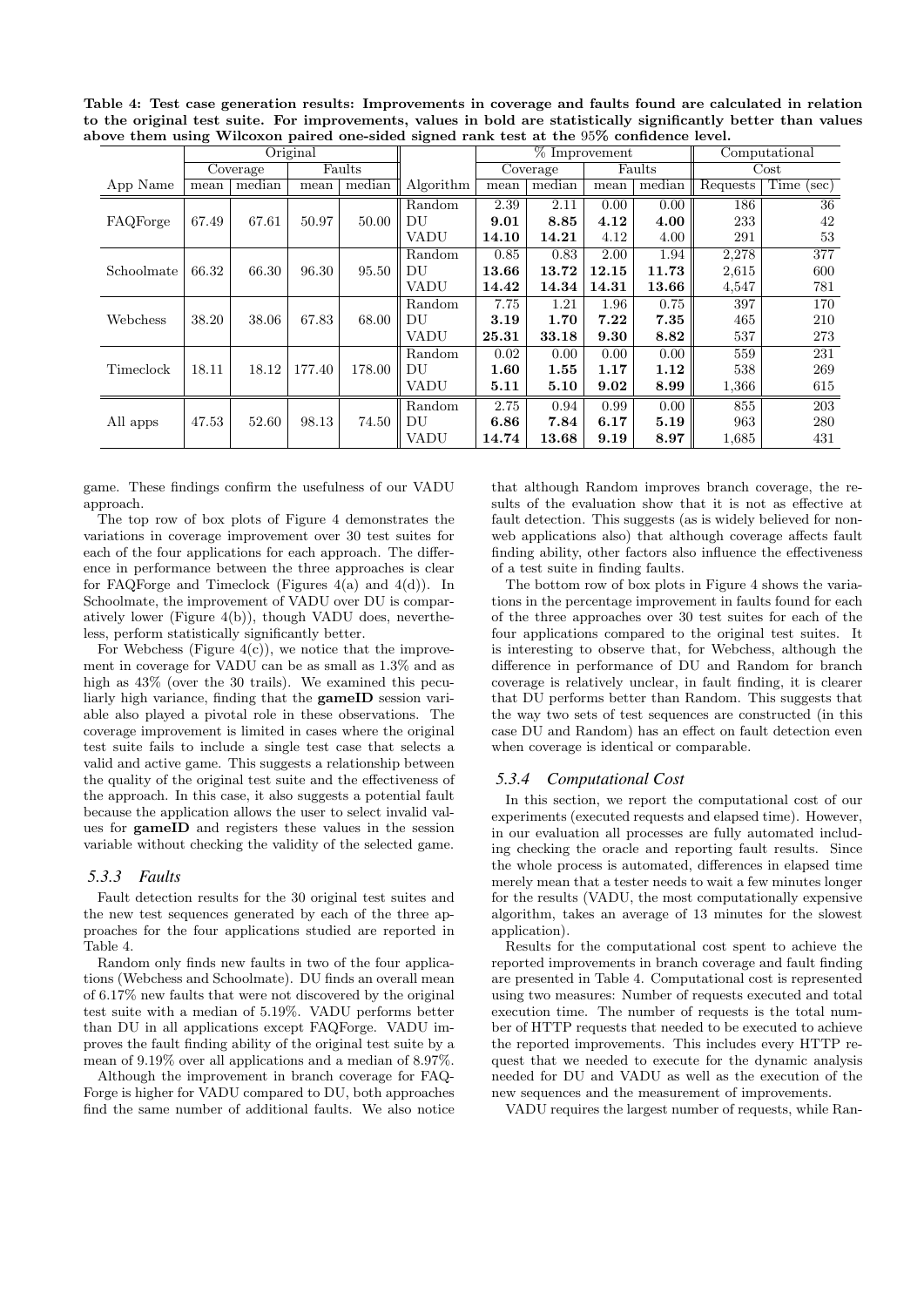**Table 4: Test case generation results: Improvements in coverage and faults found are calculated in relation to the original test suite. For improvements, values in bold are statistically significantly better than values above them using Wilcoxon paired one-sided signed rank test at the 95% confidence level.**

| | Original | | | | | % Improvement | | | | Computational Cost | |
|---|---|---|---|---|---|---|---|---|---|---|---|
| | Coverage | | Faults | | | Coverage | | Faults | | | |
| App Name | mean | median | mean | median | Algorithm | mean | median | mean | median | Requests | Time (sec) |
| FAQForge | 67.49 | 67.61 | 50.97 | 50.00 | Random | 2.39 | 2.11 | 0.00 | 0.00 | 186 | 36 |
| | | | | | DU | **9.01** | **8.85** | **4.12** | **4.00** | 233 | 42 |
| | | | | | VADU | **14.10** | **14.21** | 4.12 | 4.00 | 291 | 53 |
| Schoolmate | 66.32 | 66.30 | 96.30 | 95.50 | Random | 0.85 | 0.83 | 2.00 | 1.94 | 2,278 | 377 |
| | | | | | DU | **13.66** | **13.72** | **12.15** | **11.73** | 2,615 | 600 |
| | | | | | VADU | **14.42** | **14.34** | **14.31** | **13.66** | 4,547 | 781 |
| Webchess | 38.20 | 38.06 | 67.83 | 68.00 | Random | 7.75 | 1.21 | 1.96 | 0.75 | 397 | 170 |
| | | | | | DU | **3.19** | **1.70** | **7.22** | **7.35** | 465 | 210 |
| | | | | | VADU | **25.31** | **33.18** | **9.30** | **8.82** | 537 | 273 |
| Timeclock | 18.11 | 18.12 | 177.40 | 178.00 | Random | 0.02 | 0.00 | 0.00 | 0.00 | 559 | 231 |
| | | | | | DU | **1.60** | **1.55** | **1.17** | **1.12** | 538 | 269 |
| | | | | | VADU | **5.11** | **5.10** | **9.02** | **8.99** | 1,366 | 615 |
| All apps | 47.53 | 52.60 | 98.13 | 74.50 | Random | 2.75 | 0.94 | 0.99 | 0.00 | 855 | 203 |
| | | | | | DU | **6.86** | **7.84** | **6.17** | **5.19** | 963 | 280 |
| | | | | | VADU | **14.74** | **13.68** | **9.19** | **8.97** | 1,685 | 431 |

game. These findings confirm the usefulness of our VADU approach.

The top row of box plots of Figure 4 demonstrates the variations in coverage improvement over 30 test suites for each of the four applications for each approach. The difference in performance between the three approaches is clear for FAQForge and Timeclock (Figures 4(a) and 4(d)). In Schoolmate, the improvement of VADU over DU is comparatively lower (Figure 4(b)), though VADU does, nevertheless, perform statistically significantly better.

For Webchess (Figure 4(c)), we notice that the improvement in coverage for VADU can be as small as 1.3% and as high as 43% (over the 30 trails). We examined this peculiarly high variance, finding that the **gameID** session variable also played a pivotal role in these observations. The coverage improvement is limited in cases where the original test suite fails to include a single test case that selects a valid and active game. This suggests a relationship between the quality of the original test suite and the effectiveness of the approach. In this case, it also suggests a potential fault because the application allows the user to select invalid values for **gameID** and registers these values in the session variable without checking the validity of the selected game.

### 5.3.3 Faults

Fault detection results for the 30 original test suites and the new test sequences generated by each of the three approaches for the four applications studied are reported in Table 4.

Random only finds new faults in two of the four applications (Webchess and Schoolmate). DU finds an overall mean of 6.17% new faults that were not discovered by the original test suite with a median of 5.19%. VADU performs better than DU in all applications except FAQForge. VADU improves the fault finding ability of the original test suite by a mean of 9.19% over all applications and a median of 8.97%.

Although the improvement in branch coverage for FAQForge is higher for VADU compared to DU, both approaches find the same number of additional faults. We also notice that although Random improves branch coverage, the results of the evaluation show that it is not as effective at fault detection. This suggests (as is widely believed for non-web applications also) that although coverage affects fault finding ability, other factors also influence the effectiveness of a test suite in finding faults.

The bottom row of box plots in Figure 4 shows the variations in the percentage improvement in faults found for each of the three approaches over 30 test suites for each of the four applications compared to the original test suites. It is interesting to observe that, for Webchess, although the difference in performance of DU and Random for branch coverage is relatively unclear, in fault finding, it is clearer that DU performs better than Random. This suggests that the way two sets of test sequences are constructed (in this case DU and Random) has an effect on fault detection even when coverage is identical or comparable.

### 5.3.4 Computational Cost

In this section, we report the computational cost of our experiments (executed requests and elapsed time). However, in our evaluation all processes are fully automated including checking the oracle and reporting fault results. Since the whole process is automated, differences in elapsed time merely mean that a tester needs to wait a few minutes longer for the results (VADU, the most computationally expensive algorithm, takes an average of 13 minutes for the slowest application).

Results for the computational cost spent to achieve the reported improvements in branch coverage and fault finding are presented in Table 4. Computational cost is represented using two measures: Number of requests executed and total execution time. The number of requests is the total number of HTTP requests that needed to be executed to achieve the reported improvements. This includes every HTTP request that we needed to execute for the dynamic analysis needed for DU and VADU as well as the execution of the new sequences and the measurement of improvements.

VADU requires the largest number of requests, while Ran-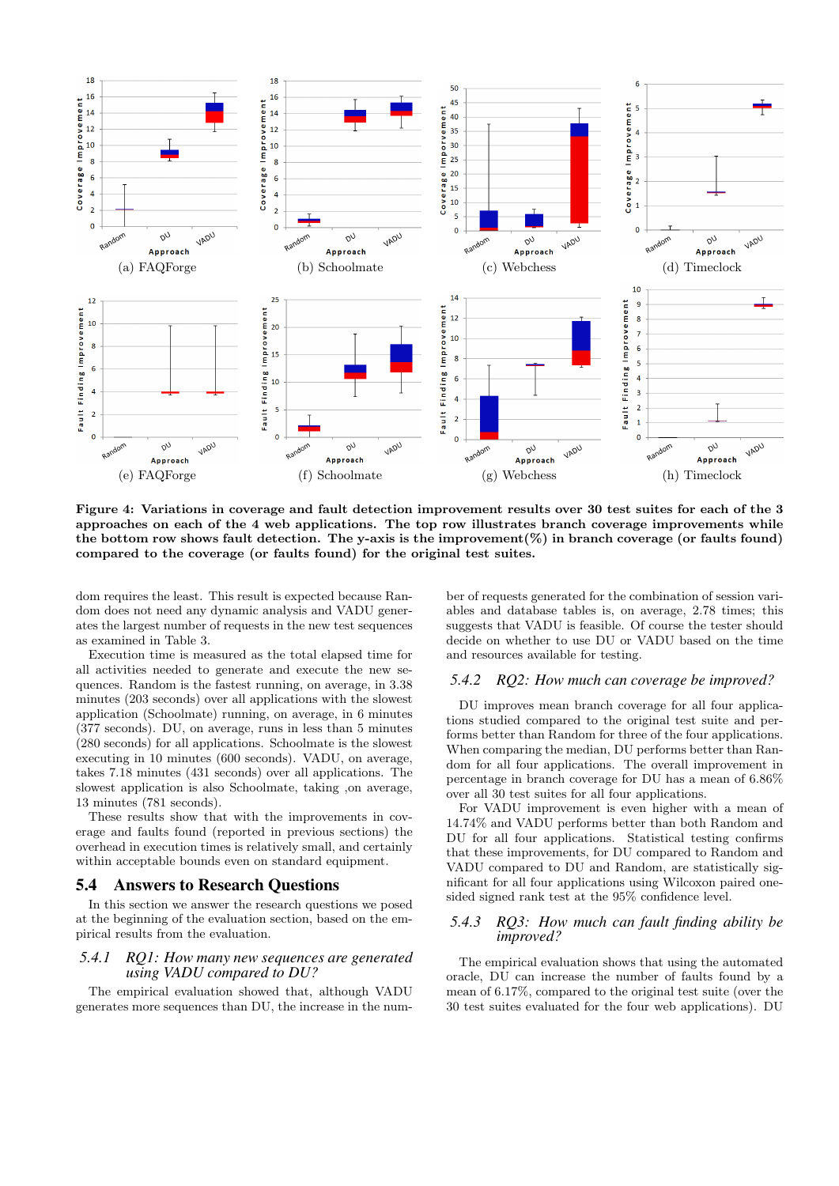(a) FAQForge (b) Schoolmate (c) Webchess (d) Timeclock

(e) FAQForge (f) Schoolmate (g) Webchess (h) Timeclock

**Figure 4: Variations in coverage and fault detection improvement results over 30 test suites for each of the 3 approaches on each of the 4 web applications. The top row illustrates branch coverage improvements while the bottom row shows fault detection. The y-axis is the improvement(%) in branch coverage (or faults found) compared to the coverage (or faults found) for the original test suites.**

dom requires the least. This result is expected because Random does not need any dynamic analysis and VADU generates the largest number of requests in the new test sequences as examined in Table 3.

Execution time is measured as the total elapsed time for all activities needed to generate and execute the new sequences. Random is the fastest running, on average, in 3.38 minutes (203 seconds) over all applications with the slowest application (Schoolmate) running, on average, in 6 minutes (377 seconds). DU, on average, runs in less than 5 minutes (280 seconds) for all applications. Schoolmate is the slowest executing in 10 minutes (600 seconds). VADU, on average, takes 7.18 minutes (431 seconds) over all applications. The slowest application is also Schoolmate, taking ,on average, 13 minutes (781 seconds).

These results show that with the improvements in coverage and faults found (reported in previous sections) the overhead in execution times is relatively small, and certainly within acceptable bounds even on standard equipment.

## 5.4 Answers to Research Questions

In this section we answer the research questions we posed at the beginning of the evaluation section, based on the empirical results from the evaluation.

### 5.4.1 *RQ1: How many new sequences are generated using VADU compared to DU?*

The empirical evaluation showed that, although VADU generates more sequences than DU, the increase in the number of requests generated for the combination of session variables and database tables is, on average, 2.78 times; this suggests that VADU is feasible. Of course the tester should decide on whether to use DU or VADU based on the time and resources available for testing.

### 5.4.2 *RQ2: How much can coverage be improved?*

DU improves mean branch coverage for all four applications studied compared to the original test suite and performs better than Random for three of the four applications. When comparing the median, DU performs better than Random for all four applications. The overall improvement in percentage in branch coverage for DU has a mean of 6.86% over all 30 test suites for all four applications.

For VADU improvement is even higher with a mean of 14.74% and VADU performs better than both Random and DU for all four applications. Statistical testing confirms that these improvements, for DU compared to Random and VADU compared to DU and Random, are statistically significant for all four applications using Wilcoxon paired one-sided signed rank test at the 95% confidence level.

### 5.4.3 *RQ3: How much can fault finding ability be improved?*

The empirical evaluation shows that using the automated oracle, DU can increase the number of faults found by a mean of 6.17%, compared to the original test suite (over the 30 test suites evaluated for the four web applications). DU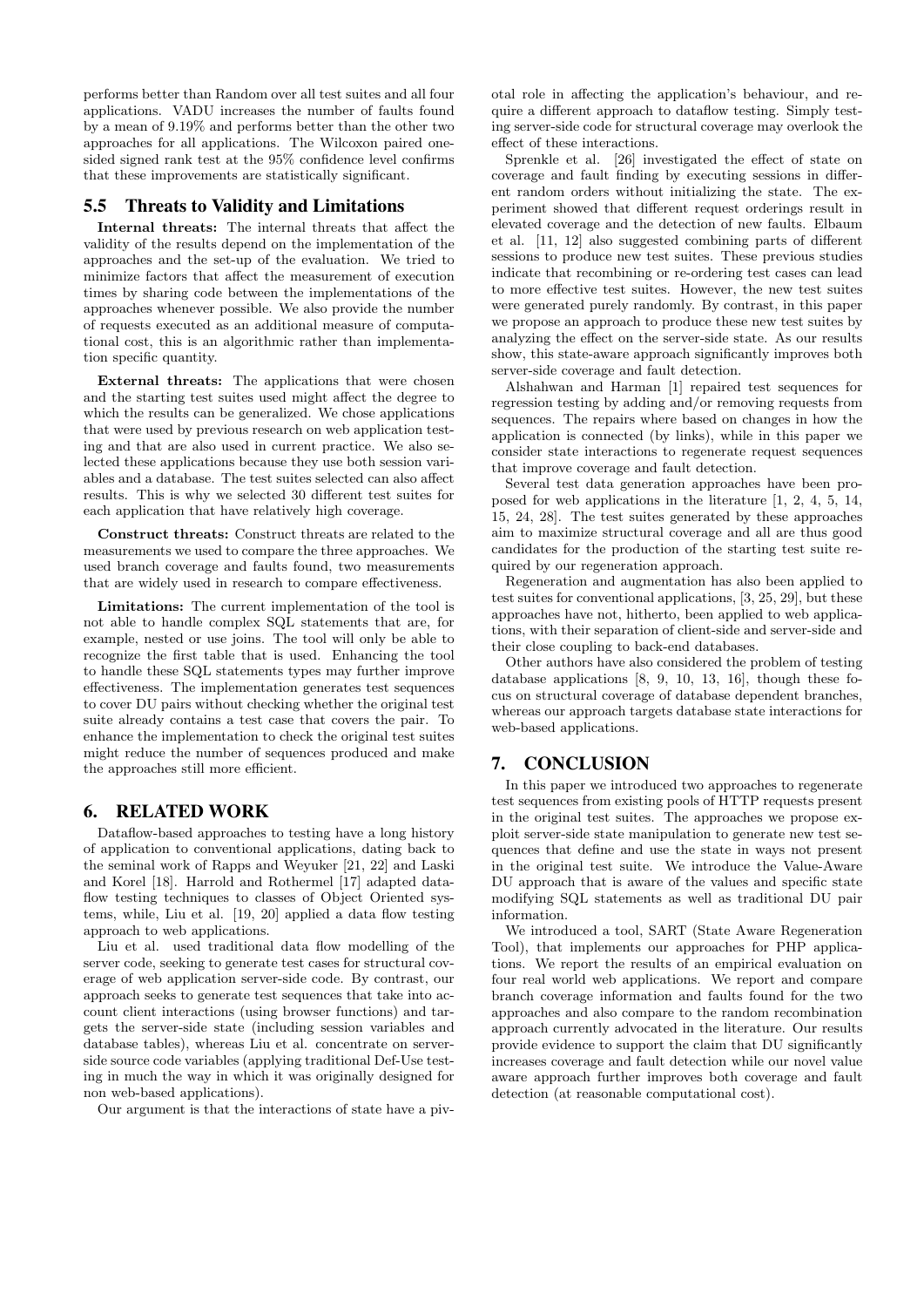performs better than Random over all test suites and all four applications. VADU increases the number of faults found by a mean of 9.19% and performs better than the other two approaches for all applications. The Wilcoxon paired one-sided signed rank test at the 95% confidence level confirms that these improvements are statistically significant.

## 5.5 Threats to Validity and Limitations

**Internal threats:** The internal threats that affect the validity of the results depend on the implementation of the approaches and the set-up of the evaluation. We tried to minimize factors that affect the measurement of execution times by sharing code between the implementations of the approaches whenever possible. We also provide the number of requests executed as an additional measure of computational cost, this is an algorithmic rather than implementation specific quantity.

**External threats:** The applications that were chosen and the starting test suites used might affect the degree to which the results can be generalized. We chose applications that were used by previous research on web application testing and that are also used in current practice. We also selected these applications because they use both session variables and a database. The test suites selected can also affect results. This is why we selected 30 different test suites for each application that have relatively high coverage.

**Construct threats:** Construct threats are related to the measurements we used to compare the three approaches. We used branch coverage and faults found, two measurements that are widely used in research to compare effectiveness.

**Limitations:** The current implementation of the tool is not able to handle complex SQL statements that are, for example, nested or use joins. The tool will only be able to recognize the first table that is used. Enhancing the tool to handle these SQL statements types may further improve effectiveness. The implementation generates test sequences to cover DU pairs without checking whether the original test suite already contains a test case that covers the pair. To enhance the implementation to check the original test suites might reduce the number of sequences produced and make the approaches still more efficient.

# 6. RELATED WORK

Dataflow-based approaches to testing have a long history of application to conventional applications, dating back to the seminal work of Rapps and Weyuker [21, 22] and Laski and Korel [18]. Harrold and Rothermel [17] adapted dataflow testing techniques to classes of Object Oriented systems, while, Liu et al. [19, 20] applied a data flow testing approach to web applications.

Liu et al. used traditional data flow modelling of the server code, seeking to generate test cases for structural coverage of web application server-side code. By contrast, our approach seeks to generate test sequences that take into account client interactions (using browser functions) and targets the server-side state (including session variables and database tables), whereas Liu et al. concentrate on server-side source code variables (applying traditional Def-Use testing in much the way in which it was originally designed for non web-based applications).

Our argument is that the interactions of state have a pivotal role in affecting the application's behaviour, and require a different approach to dataflow testing. Simply testing server-side code for structural coverage may overlook the effect of these interactions.

Sprenkle et al. [26] investigated the effect of state on coverage and fault finding by executing sessions in different random orders without initializing the state. The experiment showed that different request orderings result in elevated coverage and the detection of new faults. Elbaum et al. [11, 12] also suggested combining parts of different sessions to produce new test suites. These previous studies indicate that recombining or re-ordering test cases can lead to more effective test suites. However, the new test suites were generated purely randomly. By contrast, in this paper we propose an approach to produce these new test suites by analyzing the effect on the server-side state. As our results show, this state-aware approach significantly improves both server-side coverage and fault detection.

Alshahwan and Harman [1] repaired test sequences for regression testing by adding and/or removing requests from sequences. The repairs where based on changes in how the application is connected (by links), while in this paper we consider state interactions to regenerate request sequences that improve coverage and fault detection.

Several test data generation approaches have been proposed for web applications in the literature [1, 2, 4, 5, 14, 15, 24, 28]. The test suites generated by these approaches aim to maximize structural coverage and all are thus good candidates for the production of the starting test suite required by our regeneration approach.

Regeneration and augmentation has also been applied to test suites for conventional applications, [3, 25, 29], but these approaches have not, hitherto, been applied to web applications, with their separation of client-side and server-side and their close coupling to back-end databases.

Other authors have also considered the problem of testing database applications [8, 9, 10, 13, 16], though these focus on structural coverage of database dependent branches, whereas our approach targets database state interactions for web-based applications.

# 7. CONCLUSION

In this paper we introduced two approaches to regenerate test sequences from existing pools of HTTP requests present in the original test suites. The approaches we propose exploit server-side state manipulation to generate new test sequences that define and use the state in ways not present in the original test suite. We introduce the Value-Aware DU approach that is aware of the values and specific state modifying SQL statements as well as traditional DU pair information.

We introduced a tool, SART (State Aware Regeneration Tool), that implements our approaches for PHP applications. We report the results of an empirical evaluation on four real world web applications. We report and compare branch coverage information and faults found for the two approaches and also compare to the random recombination approach currently advocated in the literature. Our results provide evidence to support the claim that DU significantly increases coverage and fault detection while our novel value aware approach further improves both coverage and fault detection (at reasonable computational cost).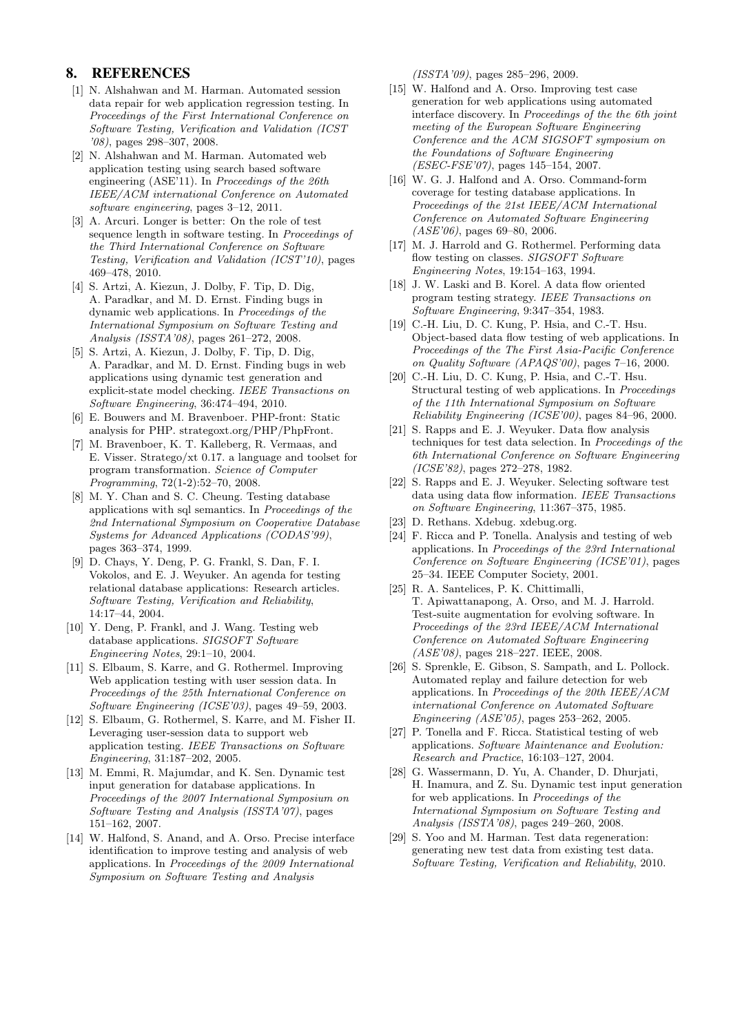## 8. REFERENCES

[1] N. Alshahwan and M. Harman. Automated session data repair for web application regression testing. In *Proceedings of the First International Conference on Software Testing, Verification and Validation (ICST '08)*, pages 298–307, 2008.

[2] N. Alshahwan and M. Harman. Automated web application testing using search based software engineering (ASE'11). In *Proceedings of the 26th IEEE/ACM international Conference on Automated software engineering*, pages 3–12, 2011.

[3] A. Arcuri. Longer is better: On the role of test sequence length in software testing. In *Proceedings of the Third International Conference on Software Testing, Verification and Validation (ICST'10)*, pages 469–478, 2010.

[4] S. Artzi, A. Kiezun, J. Dolby, F. Tip, D. Dig, A. Paradkar, and M. D. Ernst. Finding bugs in dynamic web applications. In *Proceedings of the International Symposium on Software Testing and Analysis (ISSTA'08)*, pages 261–272, 2008.

[5] S. Artzi, A. Kiezun, J. Dolby, F. Tip, D. Dig, A. Paradkar, and M. D. Ernst. Finding bugs in web applications using dynamic test generation and explicit-state model checking. *IEEE Transactions on Software Engineering*, 36:474–494, 2010.

[6] E. Bouwers and M. Bravenboer. PHP-front: Static analysis for PHP. strategoxt.org/PHP/PhpFront.

[7] M. Bravenboer, K. T. Kalleberg, R. Vermaas, and E. Visser. Stratego/xt 0.17. a language and toolset for program transformation. *Science of Computer Programming*, 72(1-2):52–70, 2008.

[8] M. Y. Chan and S. C. Cheung. Testing database applications with sql semantics. In *Proceedings of the 2nd International Symposium on Cooperative Database Systems for Advanced Applications (CODAS'99)*, pages 363–374, 1999.

[9] D. Chays, Y. Deng, P. G. Frankl, S. Dan, F. I. Vokolos, and E. J. Weyuker. An agenda for testing relational database applications: Research articles. *Software Testing, Verification and Reliability*, 14:17–44, 2004.

[10] Y. Deng, P. Frankl, and J. Wang. Testing web database applications. *SIGSOFT Software Engineering Notes*, 29:1–10, 2004.

[11] S. Elbaum, S. Karre, and G. Rothermel. Improving Web application testing with user session data. In *Proceedings of the 25th International Conference on Software Engineering (ICSE'03)*, pages 49–59, 2003.

[12] S. Elbaum, G. Rothermel, S. Karre, and M. Fisher II. Leveraging user-session data to support web application testing. *IEEE Transactions on Software Engineering*, 31:187–202, 2005.

[13] M. Emmi, R. Majumdar, and K. Sen. Dynamic test input generation for database applications. In *Proceedings of the 2007 International Symposium on Software Testing and Analysis (ISSTA'07)*, pages 151–162, 2007.

[14] W. Halfond, S. Anand, and A. Orso. Precise interface identification to improve testing and analysis of web applications. In *Proceedings of the 2009 International Symposium on Software Testing and Analysis (ISSTA'09)*, pages 285–296, 2009.

[15] W. Halfond and A. Orso. Improving test case generation for web applications using automated interface discovery. In *Proceedings of the the 6th joint meeting of the European Software Engineering Conference and the ACM SIGSOFT symposium on the Foundations of Software Engineering (ESEC-FSE'07)*, pages 145–154, 2007.

[16] W. G. J. Halfond and A. Orso. Command-form coverage for testing database applications. In *Proceedings of the 21st IEEE/ACM International Conference on Automated Software Engineering (ASE'06)*, pages 69–80, 2006.

[17] M. J. Harrold and G. Rothermel. Performing data flow testing on classes. *SIGSOFT Software Engineering Notes*, 19:154–163, 1994.

[18] J. W. Laski and B. Korel. A data flow oriented program testing strategy. *IEEE Transactions on Software Engineering*, 9:347–354, 1983.

[19] C.-H. Liu, D. C. Kung, P. Hsia, and C.-T. Hsu. Object-based data flow testing of web applications. In *Proceedings of the The First Asia-Pacific Conference on Quality Software (APAQS'00)*, pages 7–16, 2000.

[20] C.-H. Liu, D. C. Kung, P. Hsia, and C.-T. Hsu. Structural testing of web applications. In *Proceedings of the 11th International Symposium on Software Reliability Engineering (ICSE'00)*, pages 84–96, 2000.

[21] S. Rapps and E. J. Weyuker. Data flow analysis techniques for test data selection. In *Proceedings of the 6th International Conference on Software Engineering (ICSE'82)*, pages 272–278, 1982.

[22] S. Rapps and E. J. Weyuker. Selecting software test data using data flow information. *IEEE Transactions on Software Engineering*, 11:367–375, 1985.

[23] D. Rethans. Xdebug. xdebug.org.

[24] F. Ricca and P. Tonella. Analysis and testing of web applications. In *Proceedings of the 23rd International Conference on Software Engineering (ICSE'01)*, pages 25–34. IEEE Computer Society, 2001.

[25] R. A. Santelices, P. K. Chittimalli, T. Apiwattanapong, A. Orso, and M. J. Harrold. Test-suite augmentation for evolving software. In *Proceedings of the 23rd IEEE/ACM International Conference on Automated Software Engineering (ASE'08)*, pages 218–227. IEEE, 2008.

[26] S. Sprenkle, E. Gibson, S. Sampath, and L. Pollock. Automated replay and failure detection for web applications. In *Proceedings of the 20th IEEE/ACM international Conference on Automated Software Engineering (ASE'05)*, pages 253–262, 2005.

[27] P. Tonella and F. Ricca. Statistical testing of web applications. *Software Maintenance and Evolution: Research and Practice*, 16:103–127, 2004.

[28] G. Wassermann, D. Yu, A. Chander, D. Dhurjati, H. Inamura, and Z. Su. Dynamic test input generation for web applications. In *Proceedings of the International Symposium on Software Testing and Analysis (ISSTA'08)*, pages 249–260, 2008.

[29] S. Yoo and M. Harman. Test data regeneration: generating new test data from existing test data. *Software Testing, Verification and Reliability*, 2010.